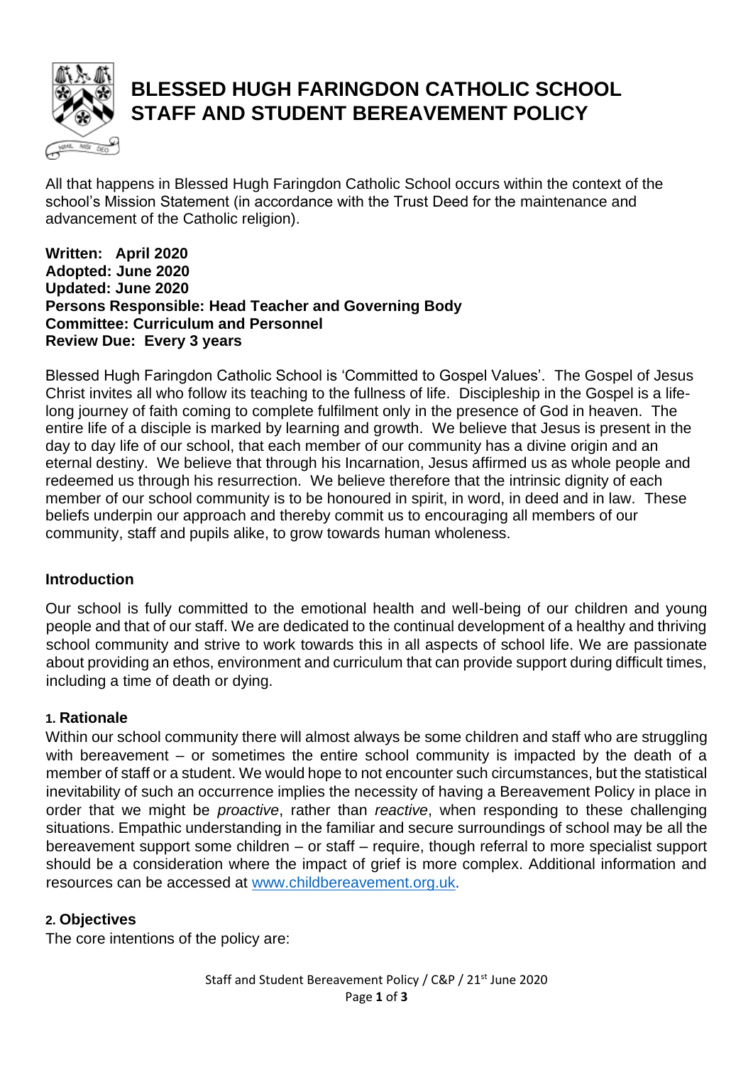# BLESSED HUGH FARINGDON CATHOLIC SCHOOL STAFF AND STUDENT BEREAVEMENT POLICY

All that happens in Blessed Hugh Faringdon Catholic School occurs within the context of the school's Mission Statement (in accordance with the Trust Deed for the maintenance and advancement of the Catholic religion).

**Written: April 2020**
**Adopted: June 2020**
**Updated: June 2020**
**Persons Responsible: Head Teacher and Governing Body**
**Committee: Curriculum and Personnel**
**Review Due: Every 3 years**

Blessed Hugh Faringdon Catholic School is 'Committed to Gospel Values'. The Gospel of Jesus Christ invites all who follow its teaching to the fullness of life. Discipleship in the Gospel is a life-long journey of faith coming to complete fulfilment only in the presence of God in heaven. The entire life of a disciple is marked by learning and growth. We believe that Jesus is present in the day to day life of our school, that each member of our community has a divine origin and an eternal destiny. We believe that through his Incarnation, Jesus affirmed us as whole people and redeemed us through his resurrection. We believe therefore that the intrinsic dignity of each member of our school community is to be honoured in spirit, in word, in deed and in law. These beliefs underpin our approach and thereby commit us to encouraging all members of our community, staff and pupils alike, to grow towards human wholeness.

## Introduction

Our school is fully committed to the emotional health and well-being of our children and young people and that of our staff. We are dedicated to the continual development of a healthy and thriving school community and strive to work towards this in all aspects of school life. We are passionate about providing an ethos, environment and curriculum that can provide support during difficult times, including a time of death or dying.

### 1. Rationale

Within our school community there will almost always be some children and staff who are struggling with bereavement – or sometimes the entire school community is impacted by the death of a member of staff or a student. We would hope to not encounter such circumstances, but the statistical inevitability of such an occurrence implies the necessity of having a Bereavement Policy in place in order that we might be *proactive*, rather than *reactive*, when responding to these challenging situations. Empathic understanding in the familiar and secure surroundings of school may be all the bereavement support some children – or staff – require, though referral to more specialist support should be a consideration where the impact of grief is more complex. Additional information and resources can be accessed at www.childbereavement.org.uk.

### 2. Objectives

The core intentions of the policy are: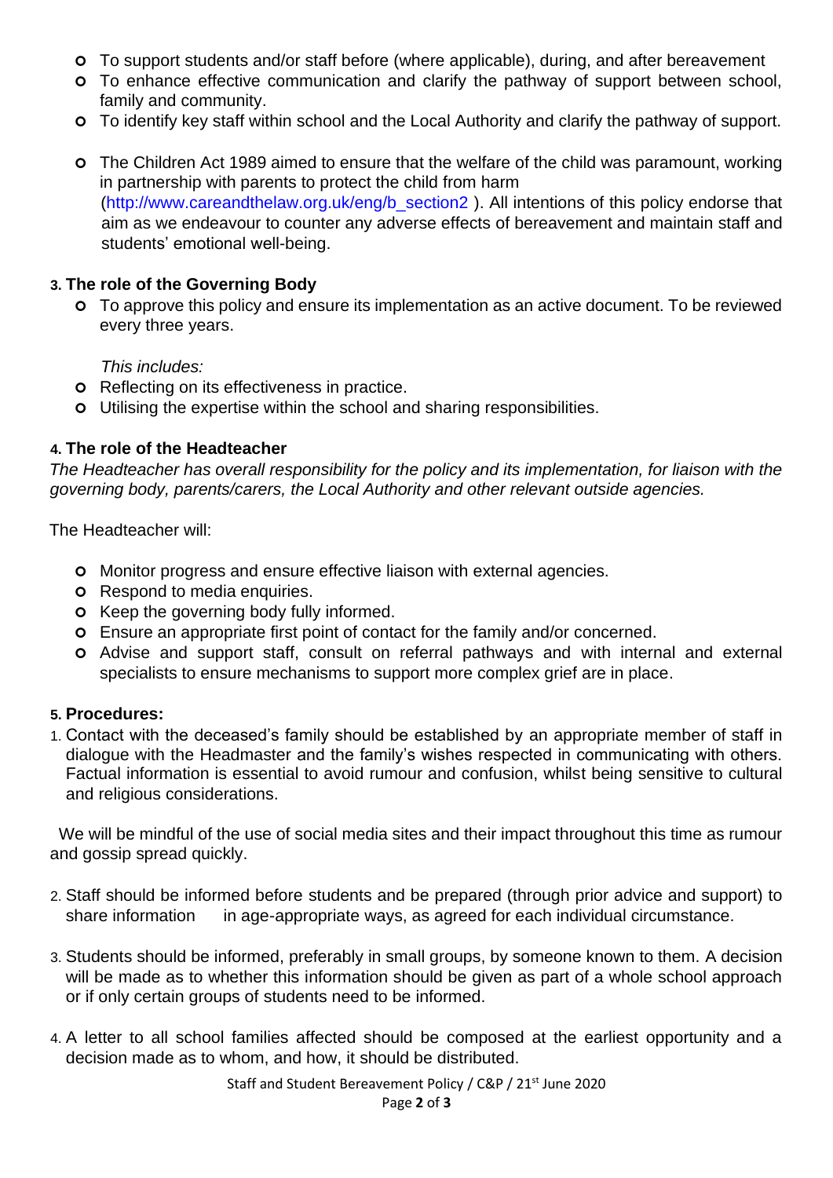- To support students and/or staff before (where applicable), during, and after bereavement
- To enhance effective communication and clarify the pathway of support between school, family and community.
- To identify key staff within school and the Local Authority and clarify the pathway of support.

- The Children Act 1989 aimed to ensure that the welfare of the child was paramount, working in partnership with parents to protect the child from harm (http://www.careandthelaw.org.uk/eng/b_section2 ). All intentions of this policy endorse that aim as we endeavour to counter any adverse effects of bereavement and maintain staff and students' emotional well-being.

### 3. The role of the Governing Body

- To approve this policy and ensure its implementation as an active document. To be reviewed every three years.

  *This includes:*
- Reflecting on its effectiveness in practice.
- Utilising the expertise within the school and sharing responsibilities.

### 4. The role of the Headteacher

*The Headteacher has overall responsibility for the policy and its implementation, for liaison with the governing body, parents/carers, the Local Authority and other relevant outside agencies.*

The Headteacher will:

- Monitor progress and ensure effective liaison with external agencies.
- Respond to media enquiries.
- Keep the governing body fully informed.
- Ensure an appropriate first point of contact for the family and/or concerned.
- Advise and support staff, consult on referral pathways and with internal and external specialists to ensure mechanisms to support more complex grief are in place.

### 5. Procedures:

1. Contact with the deceased's family should be established by an appropriate member of staff in dialogue with the Headmaster and the family's wishes respected in communicating with others. Factual information is essential to avoid rumour and confusion, whilst being sensitive to cultural and religious considerations.

We will be mindful of the use of social media sites and their impact throughout this time as rumour and gossip spread quickly.

2. Staff should be informed before students and be prepared (through prior advice and support) to share information in age-appropriate ways, as agreed for each individual circumstance.

3. Students should be informed, preferably in small groups, by someone known to them. A decision will be made as to whether this information should be given as part of a whole school approach or if only certain groups of students need to be informed.

4. A letter to all school families affected should be composed at the earliest opportunity and a decision made as to whom, and how, it should be distributed.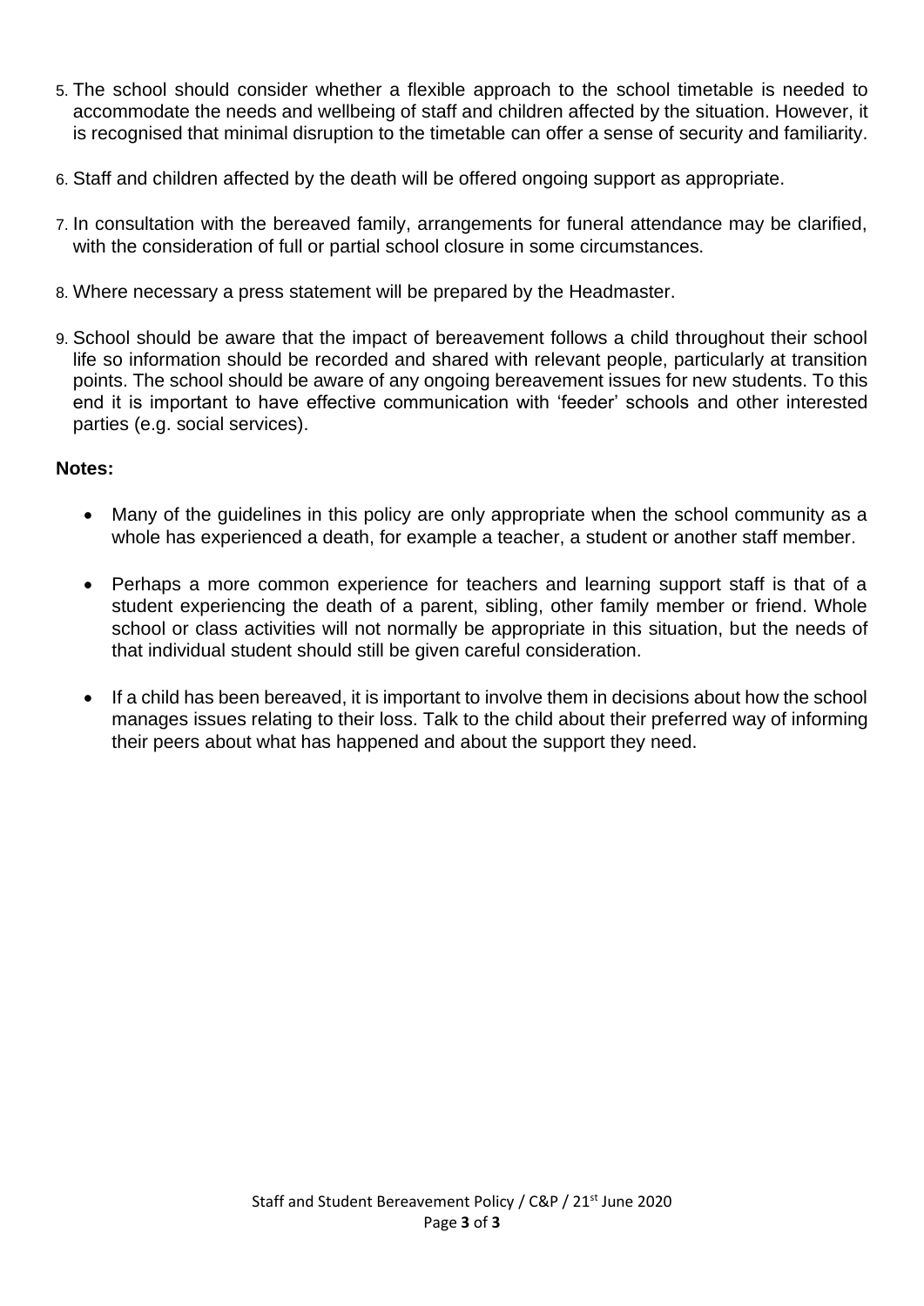5. The school should consider whether a flexible approach to the school timetable is needed to accommodate the needs and wellbeing of staff and children affected by the situation. However, it is recognised that minimal disruption to the timetable can offer a sense of security and familiarity.

6. Staff and children affected by the death will be offered ongoing support as appropriate.

7. In consultation with the bereaved family, arrangements for funeral attendance may be clarified, with the consideration of full or partial school closure in some circumstances.

8. Where necessary a press statement will be prepared by the Headmaster.

9. School should be aware that the impact of bereavement follows a child throughout their school life so information should be recorded and shared with relevant people, particularly at transition points. The school should be aware of any ongoing bereavement issues for new students. To this end it is important to have effective communication with 'feeder' schools and other interested parties (e.g. social services).

**Notes:**

- Many of the guidelines in this policy are only appropriate when the school community as a whole has experienced a death, for example a teacher, a student or another staff member.

- Perhaps a more common experience for teachers and learning support staff is that of a student experiencing the death of a parent, sibling, other family member or friend. Whole school or class activities will not normally be appropriate in this situation, but the needs of that individual student should still be given careful consideration.

- If a child has been bereaved, it is important to involve them in decisions about how the school manages issues relating to their loss. Talk to the child about their preferred way of informing their peers about what has happened and about the support they need.